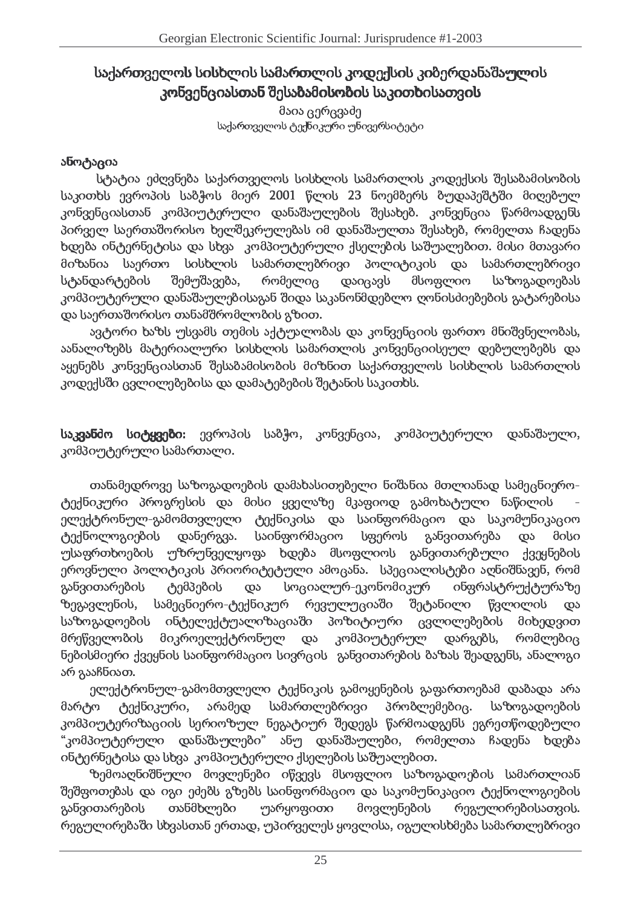# საქართველოს სისხლის სამართლის კოდექსის კიბერდანაშაულის კონვენციასთან შესაბამისობის საკითხისათვის

მაია ცერცვაძე

საქართველოს ტექნიკური უნივერსიტეტი

## ანოტაცია

სტატია ეძღვნება საქართველოს სისხლის სამართლის კოდექსის შესაბამისობის საკითხს ევროპის საბჭოს მიერ 2001 წლის 23 ნოემბერს ბუდაპეშტში მიღებულ კონვენციასთან კომპიუტერული დანაშაულების შესახებ. კონვენცია წარმოადგენს პირველ საერთაშორისო ხელშეკრულებას იმ დანაშაულთა შესახებ, რომელთა ჩადენა ხდება ინტერნეტისა და სხვა კომპიუტერული ქსელების საშუალებით. მისი მთავარი მიზანია საერთო სისხლის სამართლებრივი პოლიტიკის და სამართლებრივი სტანდარტების შემუშავება, რომელიც დაიცავს მსოფლიო საზოგადოებას კომპიუტერული დანაშაულებისაგან შიდა საკანონმდებლო ღონისძიებების გატარებისა და საერთაშორისო თანამშრომლობის გზით.

ავტორი ხაზს უსვამს თემის აქტუალობას და კონვენციის ფართო მნიშვნელობას, აანალიზებს მატერიალური სისხლის სამართლის კონვენციისეულ დებულებებს და აყენებს კონვენციასთან შესაბამისობის მიზნით საქართველოს სისხლის სამართლის კოდექსში ცვლილებებისა და დამატებების შეტანის საკითხს.

**საკვანძო სიტყვები:** ევროპის საბჭო, კონვენცია, კომპიუტერული დანაშაული, კომპიუტერული სამართალი.

თანამედროვე საზოგადოების დამახასიათებელი ნიშანია მთლიანად სამეცნიერო-ტექნიკური პროგრესის და მისი ყველაზე მკაფიოდ გამოხატული ნაწილის - ელექტრონულ-გამომთვლელი ტექნიკისა და საინფორმაციო და საკომუნიკაციო ტექნოლოგიების დანერგვა. საინფორმაციო სფეროს განვითარება და მისი უსაფრთხოების უზრუნველყოფა ხდება მსოფლიოს განვითარებული ქვეყნების ეროვნული პოლიტიკის პრიორიტეტული ამოცანა. სპეციალისტები აღნიშნავენ, რომ განვითარების ტემპების და სოციალურ-ეკონომიკურ ინფრასტრუქტურაზე ზეგავლენის, სამეცნიერო-ტექნიკურ რევოლუციაში შეტანილი წვლილის და საზოგადოების ინტელექტუალიზაციაში პოზიტიური ცვლილებების მიხედვით მრეწველობის მიკროელექტრონულ და კომპიუტერულ დარგებს, რომლებიც ნებისმიერი ქვეყნის საინფორმაციო სივრცის განვითარების ბაზას შეადგენს, ანალოგი არ გააჩნიათ.

ელექტრონულ-გამომთვლელი ტექნიკის გამოყენების გაფართოებამ დაბადა არა მარტო ტექნიკური, არამედ სამართლებრივი პრობლემებიც. საზოგადოების კომპიუტერიზაციის სერიოზულ ნეგატიურ შედეგს წარმოადგენს ეგრეთწოდებული "კომპიუტერული დანაშაულები" ანუ დანაშაულები, რომელთა ჩადენა ხდება ინტერნეტისა და სხვა კომპიუტერული ქსელების საშუალებით.

ზემოაღნიშნული მოვლენები იწვევს მსოფლიო საზოგადოების სამართლიან შეშფოთებას და იგი ეძებს გზებს საინფორმაციო და საკომუნიკაციო ტექნოლოგიების განვითარების თანმხლები უარყოფითი მოვლენების რეგულირებისათვის. რეგულირებაში სხვასთან ერთად, უპირველეს ყოვლისა, იგულისხმება სამართლებრივი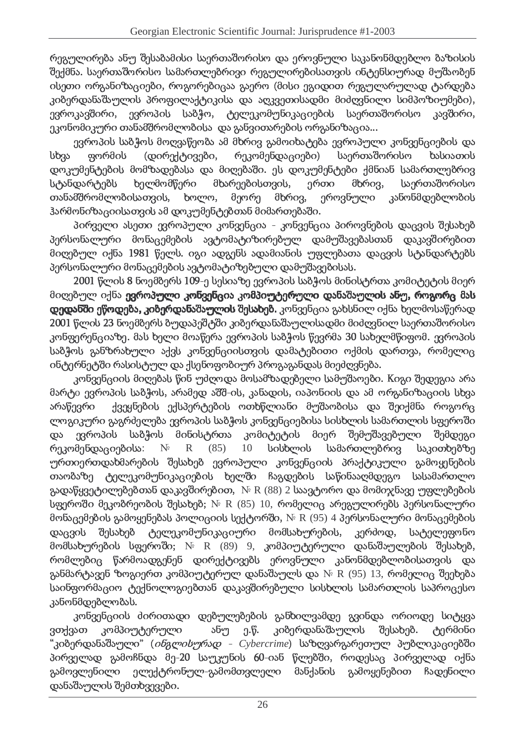რეგულირება ანუ შესაბამისი საერთაშორისო და ეროვნული საკანონმდებლო ბაზისის შექმნა. საერთაშორისო სამართლებრივი რეგულირებისათვის ინტენსიურად მუშაობენ ისეთი ორგანიზაციები, როგორებიცაა გაერო (მისი ეგიდით რეგულარულად ტარდება კიბერდანაშაულის პროფილაქტიკისა და აღკვეთისადმი მიძღვნილი სიმპოზიუმები), ევროკავშირი, ევროპის საბჭო, ტელეკომუნიკაციების საერთაშორისო კავშირი, ეკონომიკური თანამშრომლობისა და განვითარების ორგანიზაცია...

ევროპის საბჭოს მოღვაწეობა ამ მხრივ გამოიხატება ევროპული კონვენციების და სხვა ფორმის (დირექტივები, რეკომენდაციები) საერთაშორისო ხასიათის დოკუმენტების მომზადებასა და მიღებაში. ეს დოკუმენტები ქმნიან სამართლებრივ სტანდარტებს ხელმომწერი მხარეებისთვის, ერთი მხრივ, საერთაშორისო თანამშრომლობისათვის, ხოლო, მეორე მხრივ, ეროვნული კანონმდებლობის ჰარმონიზაციისათვის ამ დოკუმენტებთან მიმართებაში.

პირველი ასეთი ევროპული კონვენცია - კონვენცია პიროვნების დაცვის შესახებ პერსონალური მონაცემების ავტომატიზირებულ დამუშავებასთან დაკავშირებით მიღებულ იქნა 1981 წელს. იგი ადგენს ადამიანის უფლებათა დაცვის სტანდარტებს პერსონალური მონაცემების ავტომატიზებული დამუშავებისას.

2001 წლის 8 ნოემბერს 109-ე სესიაზე ევროპის საბჭოს მინისტრთა კომიტეტის მიერ მიღებულ იქნა **ევროპული კონვენცია კომპიუტერული დანაშაულის ანუ, როგორც მას დღეისში ეწოდება, კიბერდანაშაულის შესახებ.** კონვენცია გახსნილ იქნა ხელმოსაწერად 2001 წლის 23 ნოემბერს ბუდაპეშტში კიბერდანაშაულისადმი მიძღვნილ საერთაშორისო კონფერენციაზე. მას ხელი მოაწერა ევროპის საბჭოს წევრმა 30 სახელმწიფომ. ევროპის საბჭოს განზრახული აქვს კონვენციისთვის დამატებითი ოქმის დართვა, რომელიც ინტერნეტში რასისტულ და ქსენოფობიურ პროპაგანდას მიეძღვნება.

კონვენციის მიღებას წინ უძღოდა მოსამზადებელი სამუშაოები. Kიგი შედეგია არა მარტო ევროპის საბჭოს, არამედ აშშ-ის, კანადის, იაპონიის და ამ ორგანიზაციის სხვა არაწევრი ქვეყნების ექსპერტების ოთხწლიანი მუშაობისა და შეიქმნა როგორც ლოგიკური გაგრძელება ევროპის საბჭოს კონვენციებისა სისხლის სამართლის სფეროში და ევროპის საბჭოს მინისტრთა კომიტეტის მიერ შემუშავებული შემდეგი რეკომენდაციებისა: № R (85) 10 სისხლის სამართლებრივ საკითხებზე ურთიერთდახმარების შესახებ ევროპული კონვენციის პრაქტიკული გამოყენების თაობაზე ტელეკომუნიკაციების ხელში ჩაგდების საწინააღმდეგო სასამართლო გადაწყვეტილებებთან დაკავშირებით, № R (88) 2 საავტორო და მომიჯნავე უფლებების სფეროში მეკობრეობის შესახებ; № R (85) 10, რომელიც არეგულირებს პერსონალური მონაცემების გამოყენებას პოლიციის სექტორში, № R (95) 4 პერსონალური მონაცემების დაცვის შესახებ ტელეკომუნიკაციური მომსახურების, კერძოდ, სატელეფონო მომსახურების სფეროში; № R (89) 9, კომპიუტერული დანაშაულების შესახებ, რომლებიც წარმოადგენენ დირექტივებს ეროვნული კანონმდებლობისათვის და განმარტავენ ზოგიერთ კომპიუტერულ დანაშაულს და № R (95) 13, რომელიც შეეხება საინფორმაციო ტექნოლოგიებთან დაკავშირებული სისხლის სამართლის საპროცესო კანონმდებლობას.

კონვენციის ძირითადი დებულებების განხილვამდე გვინდა ორიოდე სიტყვა ვთქვათ კომპიუტერული ანუ ე.წ. კიბერდანაშაულის შესახებ. ტერმინი "კიბერდანაშაული" (*ინგლისურად - Cybercrime*) საზღვარგარეთულ პუბლიკაციებში პირველად გამოჩნდა მე-20 საუკუნის 60-იან წლებში, როდესაც პირველად იქნა გამოვლენილი ელექტრონულ-გამომთვლელი მანქანის გამოყენებით ჩადენილი დანაშაულის შემთხვევები.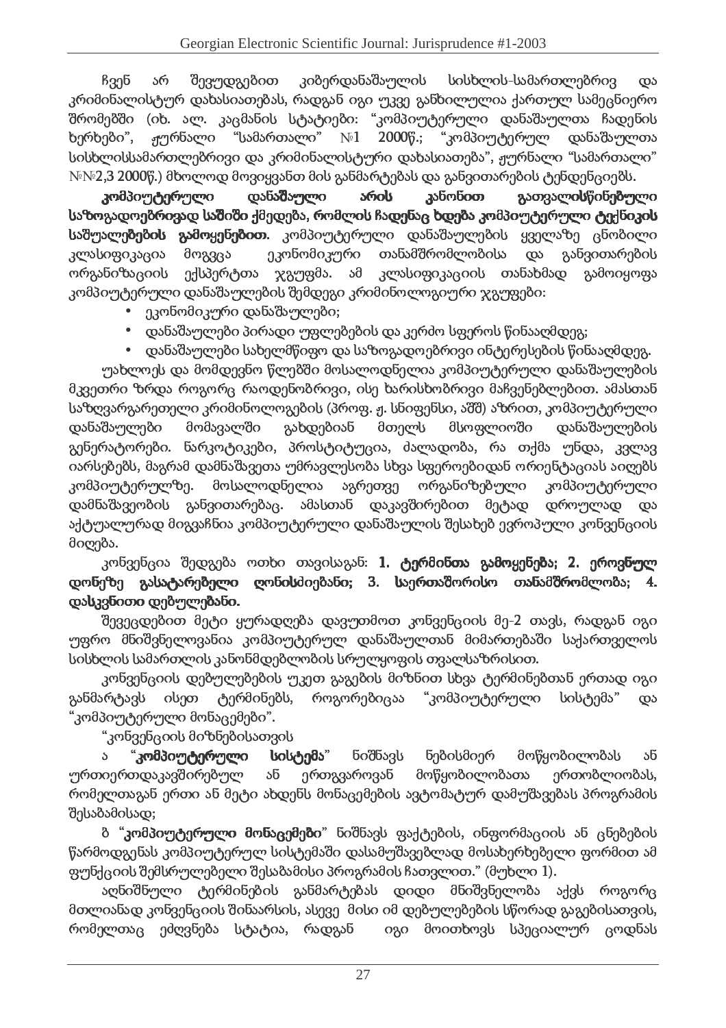ჩვენ არ შევუდგებით კიბერდანაშაულის სისხლის-სამართლებრივ და კრიმინალისტურ დახასიათებას, რადგან იგი უკვე განხილულია ქართულ სამეცნიერო შრომებში (იხ. ალ. კაცმანის სტატიები: "კომპიუტერული დანაშაულთა ჩადენის ხერხები", ჟურნალი "სამართალი" №1 2000წ.; "კომპიუტერულ დანაშაულთა სისხლისსამართლებრივი და კრიმინალისტური დახასიათება", ჟურნალი "სამართალი" №№2,3 2000წ.) მხოლოდ მოვიყვანთ მის განმარტებას და განვითარების ტენდენციებს.

**კომპიუტერული დანაშაული არის კანონით გათვალისწინებული საზოგადოებრივად საშიში ქმედება, რომლის ჩადენაც ხდება კომპიუტერული ტექნიკის საშუალებების გამოყენებით.** კომპიუტერული დანაშაულების ყველაზე ცნობილი კლასიფიკაცია მოგვცა ეკონომიკური თანამშრომლობისა და განვითარების ორგანიზაციის ექსპერტთა ჯგუფმა. ამ კლასიფიკაციის თანახმად გამოიყოფა კომპიუტერული დანაშაულების შემდეგი კრიმინოლოგიური ჯგუფები:

- ეკონომიკური დანაშაულები;
- დანაშაულები პირადი უფლებების და კერძო სფეროს წინააღმდეგ;
- დანაშაულები სახელმწიფო და საზოგადოებრივი ინტერესების წინააღმდეგ.

უახლოეს და მომდევნო წლებში მოსალოდნელია კომპიუტერული დანაშაულების მკვეთრი ზრდა როგორც რაოდენობრივი, ისე ხარისხობრივი მაჩვენებლებით. ამასთან საზღვარგარეთელი კრიმინოლოგების (პროფ. ჟ. სნიფენსი, აშშ) აზრით, კომპიუტერული დანაშაულები მომავალში გახდებიან მთელს მსოფლიოში დანაშაულების გენერატორები. ნარკოტიკები, პროსტიტუცია, ძალადობა, რა თქმა უნდა, კვლავ იარსებებს, მაგრამ დამნაშავეთა უმრავლესობა სხვა სფეროებიდან ორიენტაციას აიღებს კომპიუტერულზე. მოსალოდნელია აგრეთვე ორგანიზებული კომპიუტერული დამნაშავეობის განვითარებაც. ამასთან დაკავშირებით მეტად დროულად და აქტუალურად მიგვაჩნია კომპიუტერული დანაშაულის შესახებ ევროპული კონვენციის მიღება.

კონვენცია შედგება ოთხი თავისაგან: **1. ტერმინთა გამოყენება; 2. ეროვნულ დონეზე გასატარებელი ღონისძიებანი; 3. საერთაშორისო თანამშრომლობა; 4. დასკვნითი დებულებანი.**

შევეცდებით მეტი ყურადღება დავუთმოთ კონვენციის მე-2 თავს, რადგან იგი უფრო მნიშვნელოვანია კომპიუტერულ დანაშაულთან მიმართებაში საქართველოს სისხლის სამართლის კანონმდებლობის სრულყოფის თვალსაზრისით.

კონვენციის დებულებების უკეთ გაგების მიზნით სხვა ტერმინებთან ერთად იგი განმარტავს ისეთ ტერმინებს, როგორებიცაა "კომპიუტერული სისტემა" და "კომპიუტერული მონაცემები".

"კონვენციის მიზნებისათვის

ა "**კომპიუტერული სისტემა**" ნიშნავს ნებისმიერ მოწყობილობას ან ურთიერთდაკავშირებულ ან ერთგვაროვან მოწყობილობათა ერთობლიობას, რომელთაგან ერთი ან მეტი ახდენს მონაცემების ავტომატურ დამუშავებას პროგრამის შესაბამისად;

ბ "**კომპიუტერული მონაცემები**" ნიშნავს ფაქტების, ინფორმაციის ან ცნებების წარმოდგენას კომპიუტერულ სისტემაში დასამუშავებლად მოსახერხებელი ფორმით ამ ფუნქციის შემსრულებელი შესაბამისი პროგრამის ჩათვლით." (მუხლი 1).

აღნიშნული ტერმინების განმარტებას დიდი მნიშვნელობა აქვს როგორც მთლიანად კონვენციის შინაარსის, ასევე მისი იმ დებულებების სწორად გაგებისათვის, რომელთაც ეძღვნება სტატია, რადგან იგი მოითხოვს სპეციალურ ცოდნას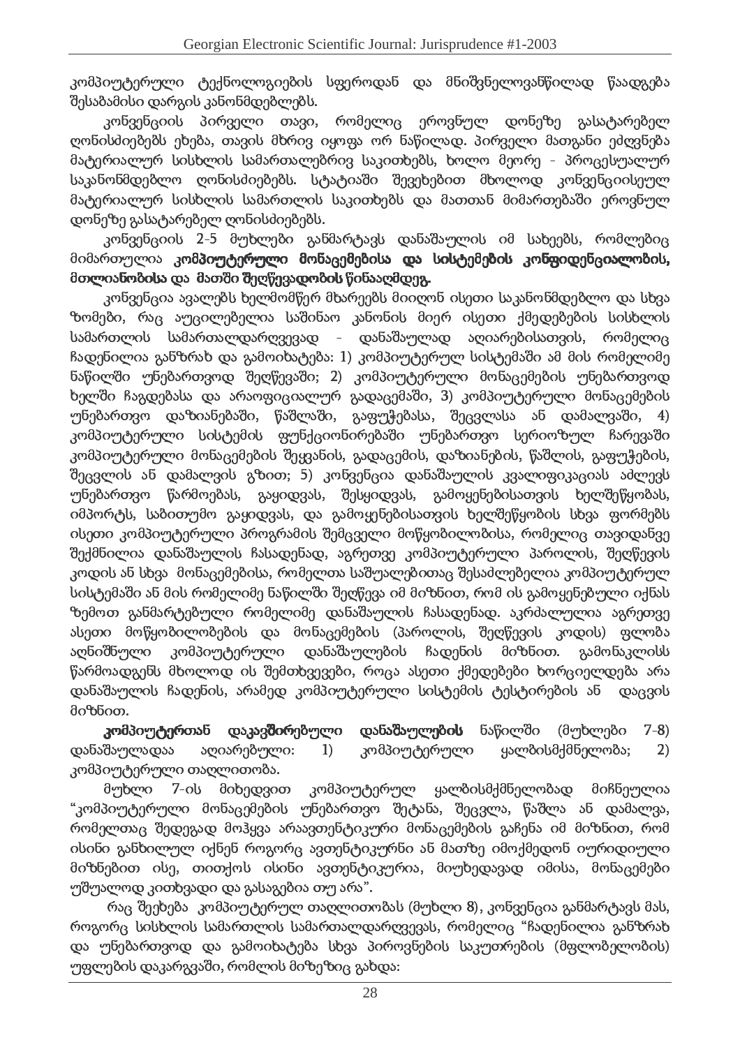კომპიუტერული ტექნოლოგიების სფეროდან და მნიშვნელოვანწილად წაადგება შესაბამისი დარგის კანონმდებლებს.

კონვენციის პირველი თავი, რომელიც ეროვნულ დონეზე გასატარებელ ღონისძიებებს ეხება, თავის მხრივ იყოფა ორ ნაწილად. პირველი მათგანი ეძღვნება მატერიალურ სისხლის სამართლებრივ საკითხებს, ხოლო მეორე - პროცესუალურ საკანონმდებლო ღონისძიებებს. სტატიაში შევეხებით მხოლოდ კონვენციისეულ მატერიალურ სისხლის სამართლის საკითხებს და მათთან მიმართებაში ეროვნულ დონეზე გასატარებელ ღონისძიებებს.

კონვენციის 2-5 მუხლები განმარტავს დანაშაულის იმ სახეებს, რომლებიც მიმართულია **კომპიუტერული მონაცემებისა და სისტემების კონფიდენციალობის, მთლიანობისა და მათში შეღწევადობის წინააღმდეგ.**

კონვენცია ავალებს ხელმომწერ მხარეებს მიიღონ ისეთი საკანონმდებლო და სხვა ზომები, რაც აუცილებელია საშინაო კანონის მიერ ისეთი ქმედებების სისხლის სამართლის სამართალდარღვევად - დანაშაულად აღიარებისათვის, რომელიც ჩადენილია განზრახ და გამოიხატება: 1) კომპიუტერულ სისტემაში ამ მის რომელიმე ნაწილში უნებართვოდ შეღწევაში; 2) კომპიუტერული მონაცემების უნებართვოდ ხელში ჩაგდებასა და არაოფიციალურ გადაცემაში, 3) კომპიუტერული მონაცემების უნებართვო დაზიანებაში, წაშლაში, გაფუჭებასა, შეცვლასა ან დამალვაში, 4) კომპიუტერული სისტემის ფუნქციონირებაში უნებართვო სერიოზულ ჩარევაში კომპიუტერული მონაცემების შეყვანის, გადაცემის, დაზიანების, წაშლის, გაფუჭების, შეცვლის ან დამალვის გზით; 5) კონვენცია დანაშაულის კვალიფიკაციას აძლევს უნებართვო წარმოებას, გაყიდვას, შესყიდვას, გამოყენებისათვის ხელშეწყობას, იმპორტს, საბითუმო გაყიდვას, და გამოყენებისათვის ხელშეწყობის სხვა ფორმებს ისეთი კომპიუტერული პროგრამის შემცველი მოწყობილობისა, რომელიც თავიდანვე შექმნილია დანაშაულის ჩასადენად, აგრეთვე კომპიუტერული პაროლის, შეღწევის კოდის ან სხვა მონაცემებისა, რომელთა საშუალებითაც შესაძლებელია კომპიუტერულ სისტემაში ან მის რომელიმე ნაწილში შეღწევა იმ მიზნით, რომ ის გამოყენებული იქნას ზემოთ განმარტებული რომელიმე დანაშაულის ჩასადენად. აკრძალულია აგრეთვე ასეთი მოწყობილობების და მონაცემების (პაროლის, შეღწევის კოდის) ფლობა აღნიშნული კომპიუტერული დანაშაულების ჩადენის მიზნით. გამონაკლისს წარმოადგენს მხოლოდ ის შემთხვევები, როცა ასეთი ქმედებები ხორციელდება არა დანაშაულის ჩადენის, არამედ კომპიუტერული სისტემის ტესტირების ან დაცვის მიზნით.

**კომპიუტერთან დაკავშირებული დანაშაულების** ნაწილში (მუხლები 7-8) დანაშაულადაა აღიარებული: 1) კომპიუტერული ყალბისმქმნელობა; 2) კომპიუტერული თაღლითობა.

მუხლი 7-ის მიხედვით კომპიუტერულ ყალბისმქმნელობად მიჩნეულია "კომპიუტერული მონაცემების უნებართვო შეტანა, შეცვლა, წაშლა ან დამალვა, რომელთაც შედეგად მოჰყვა არაავთენტიკური მონაცემების გაჩენა იმ მიზნით, რომ ისინი განხილულ იქნენ როგორც ავთენტიკურნი ან მათზე იმოქმედონ იურიდიული მიზნებით ისე, თითქოს ისინი ავთენტიკურია, მიუხედავად იმისა, მონაცემები უშუალოდ კითხვადი და გასაგებია თუ არა".

რაც შეეხება კომპიუტერულ თაღლითობას (მუხლი 8), კონვენცია განმარტავს მას, როგორც სისხლის სამართლის სამართალდარღვევას, რომელიც "ჩადენილია განზრახ და უნებართვოდ და გამოიხატება სხვა პიროვნების საკუთრების (მფლობელობის) უფლების დაკარგვაში, რომლის მიზეზიც გახდა: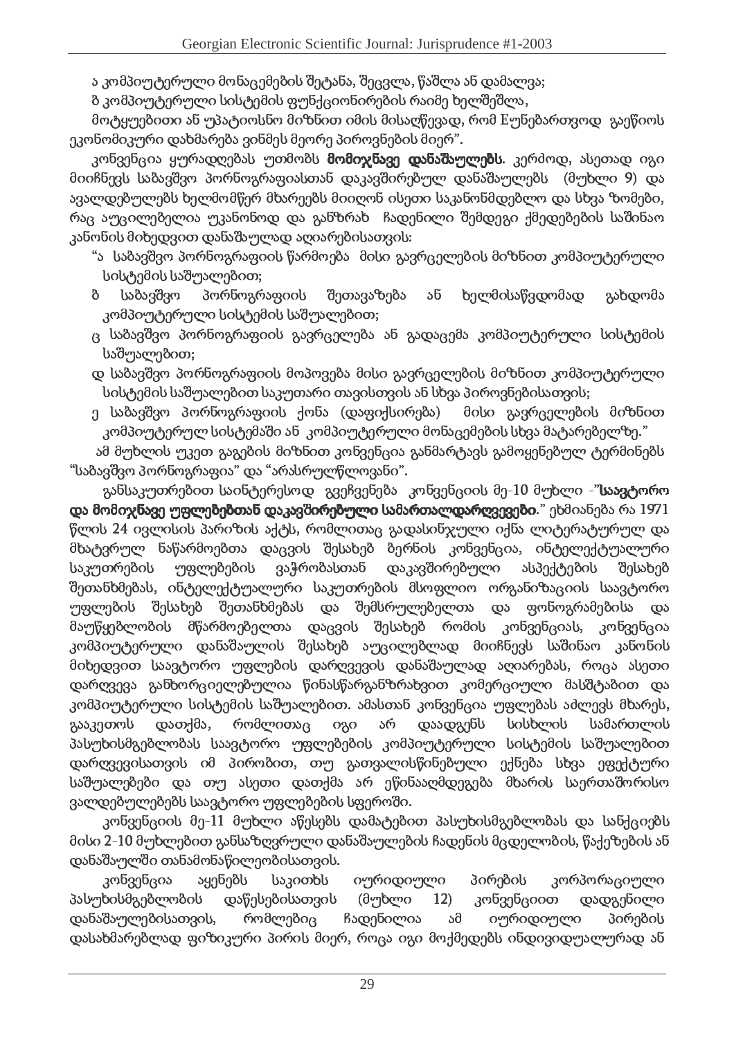ა კომპიუტერული მონაცემების შეტანა, შეცვლა, წაშლა ან დამალვა;

ბ კომპიუტერული სისტემის ფუნქციონირების რაიმე ხელშეშლა,

მოტყუებითი ან უპატიოსნო მიზნით იმის მისაღწევად, რომ Eუნებართვოდ გაეწიოს ეკონომიკური დახმარება ვინმეს მეორე პიროვნების მიერ".

კონვენცია ყურადღებას უთმობს **მომიჯნავე დანაშაულებს**. კერძოდ, ასეთად იგი მიიჩნევს საბავშვო პორნოგრაფიასთან დაკავშირებულ დანაშაულებს (მუხლი 9) და ავალდებულებს ხელმომწერ მხარეებს მიიღონ ისეთი საკანონმდებლო და სხვა ზომები, რაც აუცილებელია უკანონოდ და განზრახ ჩადენილი შემდეგი ქმედებების საშინაო კანონის მიხედვით დანაშაულად აღიარებისათვის:

"ა საბავშვო პორნოგრაფიის წარმოება მისი გავრცელების მიზნით კომპიუტერული სისტემის საშუალებით;

ბ საბავშვო პორნოგრაფიის შეთავაზება ან ხელმისაწვდომად გახდომა კომპიუტერული სისტემის საშუალებით;

ც საბავშვო პორნოგრაფიის გავრცელება ან გადაცემა კომპიუტერული სისტემის საშუალებით;

დ საბავშვო პორნოგრაფიის მოპოვება მისი გავრცელების მიზნით კომპიუტერული სისტემის საშუალებით საკუთარი თავისთვის ან სხვა პიროვნებისათვის;

ე საბავშვო პორნოგრაფიის ქონა (დაფიქსირება) მისი გავრცელების მიზნით კომპიუტერულ სისტემაში ან კომპიუტერული მონაცემების სხვა მატარებელზე."

ამ მუხლის უკეთ გაგების მიზნით კონვენცია განმარტავს გამოყენებულ ტერმინებს "საბავშვო პორნოგრაფია" და "არასრულწლოვანი".

განსაკუთრებით საინტერესოდ გვეჩვენება კონვენციის მე-10 მუხლი -"**საავტორო და მომიჯნავე უფლებებთან დაკავშირებული სამართალდარღვევები**." ეხმიანება რა 1971 წლის 24 ივლისის პარიზის აქტს, რომლითაც გადასინჯული იქნა ლიტერატურულ და მხატვრულ ნაწარმოებთა დაცვის შესახებ ბერნის კონვენცია, ინტელექტუალური საკუთრების უფლებების ვაჭრობასთან დაკავშირებული ასპექტების შესახებ შეთანხმებას, ინტელექტუალური საკუთრების მსოფლიო ორგანიზაციის საავტორო უფლების შესახებ შეთანხმებას და შემსრულებელთა და ფონოგრამებისა და მაუწყებლობის მწარმოებელთა დაცვის შესახებ რომის კონვენციას, კონვენცია კომპიუტერული დანაშაულის შესახებ აუცილებლად მიიჩნევს საშინაო კანონის მიხედვით საავტორო უფლების დარღვევის დანაშაულად აღიარებას, როცა ასეთი დარღვევა განხორციელებულია წინასწარგანზრახვით კომერციული მასშტაბით და კომპიუტერული სისტემის საშუალებით. ამასთან კონვენცია უფლებას აძლევს მხარეს, გააკეთოს დათქმა, რომლითაც იგი არ დაადგენს სისხლის სამართლის პასუხისმგებლობას საავტორო უფლებების კომპიუტერული სისტემის საშუალებით დარღვევისათვის იმ პირობით, თუ გათვალისწინებული ექნება სხვა ეფექტური საშუალებები და თუ ასეთი დათქმა არ ეწინააღმდეგება მხარის საერთაშორისო ვალდებულებებს საავტორო უფლებების სფეროში.

კონვენციის მე-11 მუხლი აწესებს დამატებით პასუხისმგებლობას და სანქციებს მისი 2-10 მუხლებით განსაზღვრული დანაშაულების ჩადენის მცდელობის, წაქეზების ან დანაშაულში თანამონაწილეობისათვის.

კონვენცია აყენებს საკითხს იურიდიული პირების კორპორაციული პასუხისმგებლობის დაწესებისათვის (მუხლი 12) კონვენციით დადგენილი დანაშაულებისათვის, რომლებიც ჩადენილია ამ იურიდიული პირების დასახმარებლად ფიზიკური პირის მიერ, როცა იგი მოქმედებს ინდივიდუალურად ან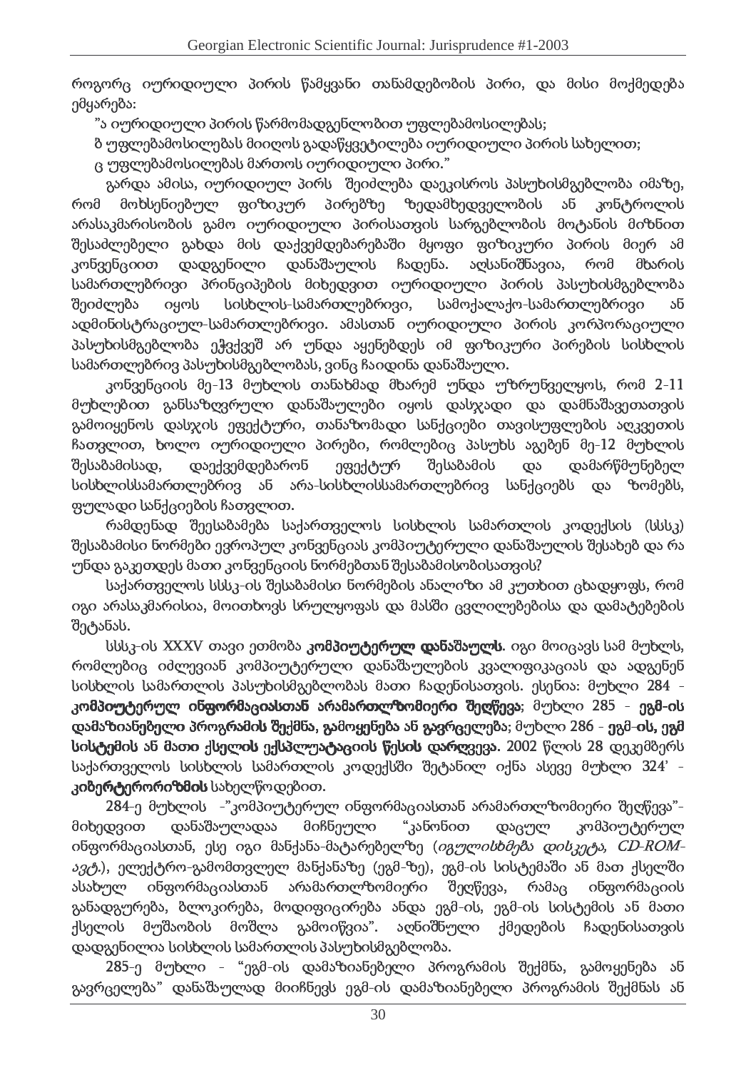როგორც იურიდიული პირის წამყვანი თანამდებობის პირი, და მისი მოქმედება ემყარება:

"ა იურიდიული პირის წარმომადგენლობით უფლებამოსილებას;

ბ უფლებამოსილებას მიიღოს გადაწყვეტილება იურიდიული პირის სახელით;

ც უფლებამოსილებას მართოს იურიდიული პირი."

გარდა ამისა, იურიდიულ პირს შეიძლება დაეკისროს პასუხისმგებლობა იმაზე, რომ მოხსენიებულ ფიზიკურ პირებზე ზედამხედველობის ან კონტროლის არასაკმარისობის გამო იურიდიული პირისათვის სარგებლობის მოტანის მიზნით შესაძლებელი გახდა მის დაქვემდებარებაში მყოფი ფიზიკური პირის მიერ ამ კონვენციით დადგენილი დანაშაულის ჩადენა. აღსანიშნავია, რომ მხარის სამართლებრივი პრინციპების მიხედვით იურიდიული პირის პასუხისმგებლობა შეიძლება იყოს სისხლის-სამართლებრივი, სამოქალაქო-სამართლებრივი ან ადმინისტრაციულ-სამართლებრივი. ამასთან იურიდიული პირის კორპორაციული პასუხისმგებლობა ეჭვქვეშ არ უნდა აყენებდეს იმ ფიზიკური პირების სისხლის სამართლებრივ პასუხისმგებლობას, ვინც ჩაიდინა დანაშაული.

კონვენციის მე-13 მუხლის თანახმად მხარემ უნდა უზრუნველყოს, რომ 2-11 მუხლებით განსაზღვრული დანაშაულები იყოს დასჯადი და დამნაშავეთათვის გამოიყენოს დასჯის ეფექტური, თანაზომადი სანქციები თავისუფლების აღკვეთის ჩათვლით, ხოლო იურიდიული პირები, რომლებიც პასუხს აგებენ მე-12 მუხლის შესაბამისად, დაექვემდებარონ ეფექტურ შესაბამის და დამარწმუნებელ სისხლისსამართლებრივ ან არა-სისხლისსამართლებრივ სანქციებს და ზომებს, ფულადი სანქციების ჩათვლით.

რამდენად შეესაბამება საქართველოს სისხლის სამართლის კოდექსის (სსსკ) შესაბამისი ნორმები ევროპულ კონვენციას კომპიუტერული დანაშაულის შესახებ და რა უნდა გაკეთდეს მათი კონვენციის ნორმებთან შესაბამისობისათვის?

საქართველოს სსსკ-ის შესაბამისი ნორმების ანალიზი ამ კუთხით ცხადყოფს, რომ იგი არასაკმარისია, მოითხოვს სრულყოფას და მასში ცვლილებებისა და დამატებების შეტანას.

სსსკ-ის XXXV თავი ეთმობა **კომპიუტერულ დანაშაულს**. იგი მოიცავს სამ მუხლს, რომლებიც იძლევიან კომპიუტერული დანაშაულების კვალიფიკაციას და ადგენენ სისხლის სამართლის პასუხისმგებლობას მათი ჩადენისათვის. ესენია: მუხლი 284 - **კომპიუტერულ ინფორმაციასთან არამართლზომიერი შეღწევა**; მუხლი 285 - **ეგმ-ის დამაზიანებელი პროგრამის შექმნა, გამოყენება ან გავრცელება**; მუხლი 286 - **ეგმ-ის, ეგმ სისტემის ან მათი ქსელის ექსპლუატაციის წესის დარღვევა**. 2002 წლის 28 დეკემბერს საქართველოს სისხლის სამართლის კოდექსში შეტანილ იქნა ასევე მუხლი 324' - **კიბერტერორიზმის** სახელწოდებით.

284-ე მუხლის -"კომპიუტერულ ინფორმაციასთან არამართლზომიერი შეღწევა"- მიხედვით დანაშაულადაა მიჩნეული "კანონით დაცულ კომპიუტერულ ინფორმაციასთან, ესე იგი მანქანა-მატარებელზე (*იგულისხმება დისკეტა, CD-ROM-ავტ.*), ელექტრო-გამომთვლელ მანქანაზე (ეგმ-ზე), ეგმ-ის სისტემაში ან მათ ქსელში ასახულ ინფორმაციასთან არამართლზომიერი შეღწევა, რამაც ინფორმაციის განადგურება, ბლოკირება, მოდიფიცირება ანდა ეგმ-ის, ეგმ-ის სისტემის ან მათი ქსელის მუშაობის მოშლა გამოიწვია". აღნიშნული ქმედების ჩადენისათვის დადგენილია სისხლის სამართლის პასუხისმგებლობა.

285-ე მუხლი - "ეგმ-ის დამაზიანებელი პროგრამის შექმნა, გამოყენება ან გავრცელება" დანაშაულად მიიჩნევს ეგმ-ის დამაზიანებელი პროგრამის შექმნას ან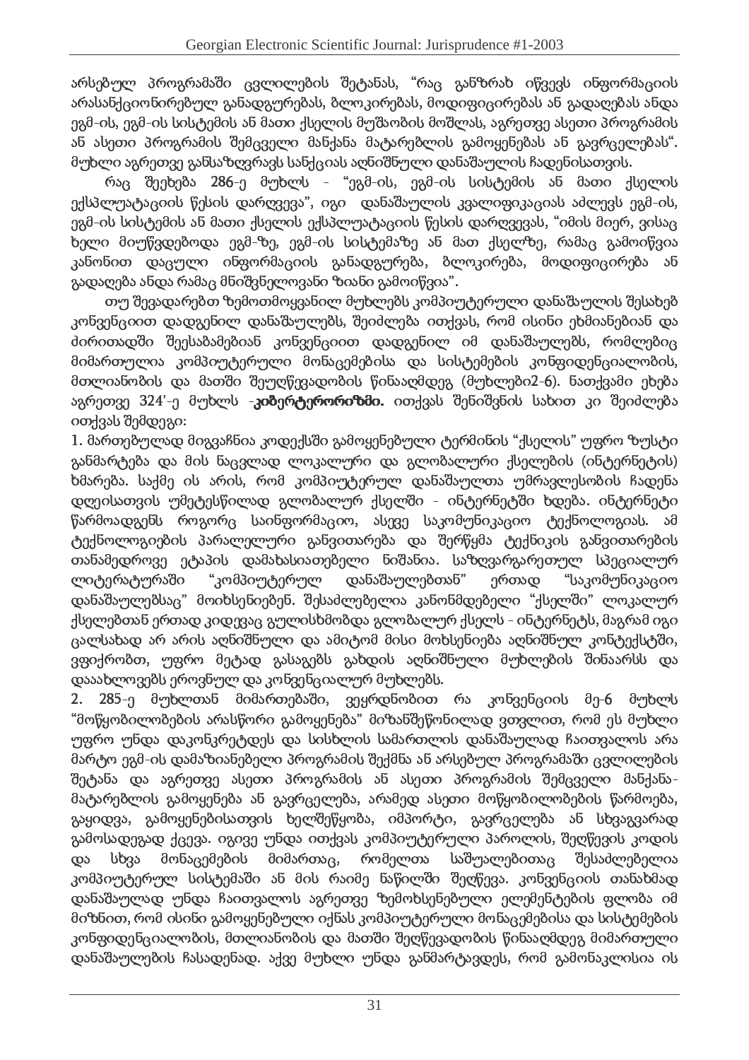არსებულ პროგრამაში ცვლილების შეტანას, "რაც განზრახ იწვევს ინფორმაციის არასანქციონირებულ განადგურებას, ბლოკირებას, მოდიფიცირებას ან გადაღებას ანდა ეგმ-ის, ეგმ-ის სისტემის ან მათი ქსელის მუშაობის მოშლას, აგრეთვე ასეთი პროგრამის ან ასეთი პროგრამის შემცველი მანქანა მატარებლის გამოყენებას ან გავრცელებას". მუხლი აგრეთვე განსაზღვრავს სანქციას აღნიშნული დანაშაულის ჩადენისათვის.

რაც შეეხება 286-ე მუხლს - "ეგმ-ის, ეგმ-ის სისტემის ან მათი ქსელის ექსპლუატაციის წესის დარღვევა", იგი დანაშაულის კვალიფიკაციას აძლევს ეგმ-ის, ეგმ-ის სისტემის ან მათი ქსელის ექსპლუატაციის წესის დარღვევას, "იმის მიერ, ვისაც ხელი მიუწვდებოდა ეგმ-ზე, ეგმ-ის სისტემაზე ან მათ ქსელზე, რამაც გამოიწვია კანონით დაცული ინფორმაციის განადგურება, ბლოკირება, მოდიფიცირება ან გადაღება ანდა რამაც მნიშვნელოვანი ზიანი გამოიწვია".

თუ შევადარებთ ზემოთმოყვანილ მუხლებს კომპიუტერული დანაშაულის შესახებ კონვენციით დადგენილ დანაშაულებს, შეიძლება ითქვას, რომ ისინი ეხმიანებიან და ძირითადში შეესაბამებიან კონვენციით დადგენილ იმ დანაშაულებს, რომლებიც მიმართულია კომპიუტერული მონაცემებისა და სისტემების კონფიდენციალობის, მთლიანობის და მათში შეუღწევადობის წინააღმდეგ (მუხლები2-6). ნათქვამი ეხება აგრეთვე 324'-ე მუხლს -**კიბერტერორიზმი.** ითქვას შენიშვნის სახით კი შეიძლება ითქვას შემდეგი:

1. მართებულად მიგვაჩნია კოდექსში გამოყენებული ტერმინის "ქსელის" უფრო ზუსტი განმარტება და მის ნაცვლად ლოკალური და გლობალური ქსელების (ინტერნეტის) ხმარება. საქმე ის არის, რომ კომპიუტერულ დანაშაულთა უმრავლესობის ჩადენა დღეისათვის უმეტესწილად გლობალურ ქსელში - ინტერნეტში ხდება. ინტერნეტი წარმოადგენს როგორც საინფორმაციო, ასევე საკომუნიკაციო ტექნოლოგიას. ამ ტექნოლოგიების პარალელური განვითარება და შერწყმა ტექნიკის განვითარების თანამედროვე ეტაპის დამახასიათებელი ნიშანია. საზღვარგარეთულ სპეციალურ ლიტერატურაში "კომპიუტერულ დანაშაულებთან" ერთად "საკომუნიკაციო დანაშაულებსაც" მოიხსენიებენ. შესაძლებელია კანონმდებელი "ქსელში" ლოკალურ ქსელებთან ერთად კიდევაც გულისხმობდა გლობალურ ქსელს - ინტერნეტს, მაგრამ იგი ცალსახად არ არის აღნიშნული და ამიტომ მისი მოხსენიება აღნიშნულ კონტექსტში, ვფიქრობთ, უფრო მეტად გასაგებს გახდის აღნიშნული მუხლების შინაარსს და დააახლოვებს ეროვნულ და კონვენციალურ მუხლებს.

2. 285-ე მუხლთან მიმართებაში, ვეყრდნობით რა კონვენციის მე-6 მუხლს "მოწყობილობების არასწორი გამოყენება" მიზანშეწონილად ვთვლით, რომ ეს მუხლი უფრო უნდა დაკონკრეტდეს და სისხლის სამართლის დანაშაულად ჩაითვალოს არა მარტო ეგმ-ის დამაზიანებელი პროგრამის შექმნა ან არსებულ პროგრამაში ცვლილების შეტანა და აგრეთვე ასეთი პროგრამის ან ასეთი პროგრამის შემცველი მანქანა-მატარებლის გამოყენება ან გავრცელება, არამედ ასეთი მოწყობილობების წარმოება, გაყიდვა, გამოყენებისათვის ხელშეწყობა, იმპორტი, გავრცელება ან სხვაგვარად გამოსადეგად ქცევა. იგივე უნდა ითქვას კომპიუტერული პაროლის, შეღწევის კოდის და სხვა მონაცემების მიმართაც, რომელთა საშუალებითაც შესაძლებელია კომპიუტერულ სისტემაში ან მის რაიმე ნაწილში შეღწევა. კონვენციის თანახმად დანაშაულად უნდა ჩაითვალოს აგრეთვე ზემოხსენებული ელემენტების ფლობა იმ მიზნით, რომ ისინი გამოყენებული იქნას კომპიუტერული მონაცემებისა და სისტემების კონფიდენციალობის, მთლიანობის და მათში შეღწევადობის წინააღმდეგ მიმართული დანაშაულების ჩასადენად. აქვე მუხლი უნდა განმარტავდეს, რომ გამონაკლისია ის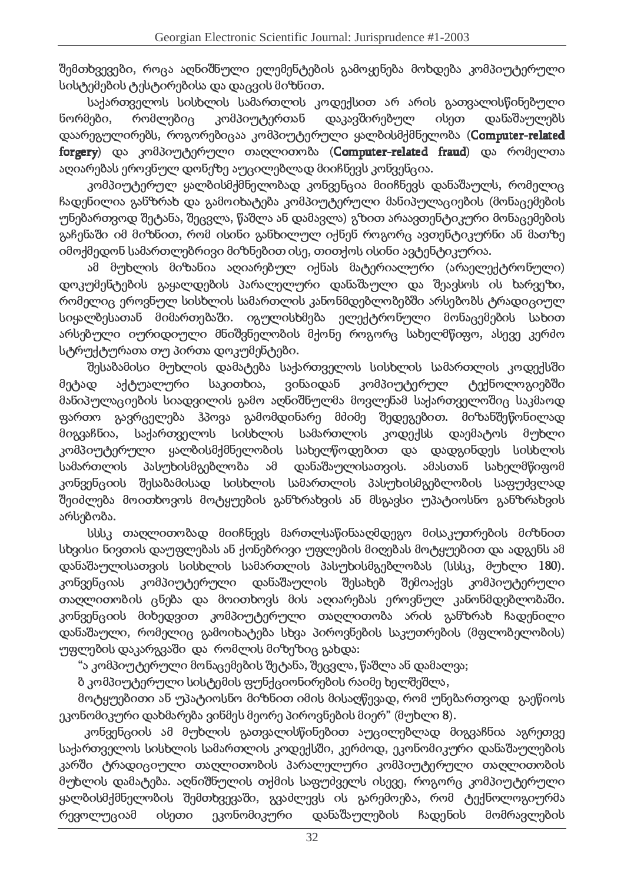შემთხვევები, როცა აღნიშნული ელემენტების გამოყენება მოხდება კომპიუტერული სისტემების ტესტირებისა და დაცვის მიზნით.

საქართველოს სისხლის სამართლის კოდექსით არ არის გათვალისწინებული ნორმები, რომლებიც კომპიუტერთან დაკავშირებულ ისეთ დანაშაულებს დაარეგულირებს, როგორებიცაა კომპიუტერული ყალბისმქმნელობა (**Computer-related forgery**) და კომპიუტერული თაღლითობა (**Computer-related fraud**) და რომელთა აღიარებას ეროვნულ დონეზე აუცილებლად მიიჩნევს კონვენცია.

კომპიუტერულ ყალბისმქმნელობად კონვენცია მიიჩნევს დანაშაულს, რომელიც ჩადენილია განზრახ და გამოიხატება კომპიუტერული მანიპულაციების (მონაცემების უნებართვოდ შეტანა, შეცვლა, წაშლა ან დამალვა) გზით არაავთენტიკური მონაცემების გაჩენაში იმ მიზნით, რომ ისინი განხილულ იქნენ როგორც ავთენტიკურნი ან მათზე იმოქმედონ სამართლებრივი მიზნებით ისე, თითქოს ისინი ავტენტიკურია.

ამ მუხლის მიზანია აღიარებულ იქნას მატერიალური (არაელექტრონული) დოკუმენტების გაყალბების პარალელური დანაშაული და შეავსოს ის ხარვეზი, რომელიც ეროვნულ სისხლის სამართლის კანონმდებლობებში არსებობს ტრადიციულ სიყალბესათან მიმართებაში. იგულისხმება ელექტრონული მონაცემების სახით არსებული იურიდიული მნიშვნელობის მქონე როგორც სახელმწიფო, ასევე კერძო სტრუქტურათა თუ პირთა დოკუმენტები.

შესაბამისი მუხლის დამატება საქართველოს სისხლის სამართლის კოდექსში მეტად აქტუალური საკითხია, ვინაიდან კომპიუტერულ ტექნოლოგიებში მანიპულაციების სიადვილის გამო აღნიშნულმა მოვლენამ საქართველოშიც საკმაოდ ფართო გავრცელება ჰპოვა გამომდინარე მძიმე შედეგებით. მიზანშეწონილად მიგვაჩნია, საქართველოს სისხლის სამართლის კოდექსს დაემატოს მუხლი კომპიუტერული ყალბისმქმნელობის სახელწოდებით და დადგინდეს სისხლის სამართლის პასუხისმგებლობა ამ დანაშაულისათვის. ამასთან სახელმწიფომ კონვენციის შესაბამისად სისხლის სამართლის პასუხისმგებლობის საფუძვლად შეიძლება მოითხოვოს მოტყუების განზრახვის ან მსგავსი უპატიოსნო განზრახვის არსებობა.

სსსკ თაღლითობად მიიჩნევს მართლსაწინააღმდეგო მისაკუთრების მიზნით სხვისი ნივთის დაუფლებას ან ქონებრივი უფლების მიღებას მოტყუებით და ადგენს ამ დანაშაულისათვის სისხლის სამართლის პასუხისმგებლობას (სსსკ, მუხლი 180). კონვენციას კომპიუტერული დანაშაულის შესახებ შემოაქვს კომპიუტერული თაღლითობის ცნება და მოითხოვს მის აღიარებას ეროვნულ კანონმდებლობაში. კონვენციის მიხედვით კომპიუტერული თაღლითობა არის განზრახ ჩადენილი დანაშაული, რომელიც გამოიხატება სხვა პიროვნების საკუთრების (მფლობელობის) უფლების დაკარგვაში და რომლის მიზეზიც გახდა:

"ა კომპიუტერული მონაცემების შეტანა, შეცვლა, წაშლა ან დამალვა;

ბ კომპიუტერული სისტემის ფუნქციონირების რაიმე ხელშეშლა,

მოტყუებითი ან უპატიოსნო მიზნით იმის მისაღწევად, რომ უნებართვოდ გაეწიოს ეკონომიკური დახმარება ვინმეს მეორე პიროვნების მიერ" (მუხლი 8).

კონვენციის ამ მუხლის გათვალისწინებით აუცილებლად მიგვაჩნია აგრეთვე საქართველოს სისხლის სამართლის კოდექსში, კერძოდ, ეკონომიკური დანაშაულების კარში ტრადიციული თაღლითობის პარალელური კომპიუტერული თაღლითობის მუხლის დამატება. აღნიშნულის თქმის საფუძველს ისევე, როგორც კომპიუტერული ყალბისმქმნელობის შემთხვევაში, გვაძლევს ის გარემოება, რომ ტექნოლოგიურმა რევოლუციამ ისეთი ეკონომიკური დანაშაულების ჩადენის მომრავლების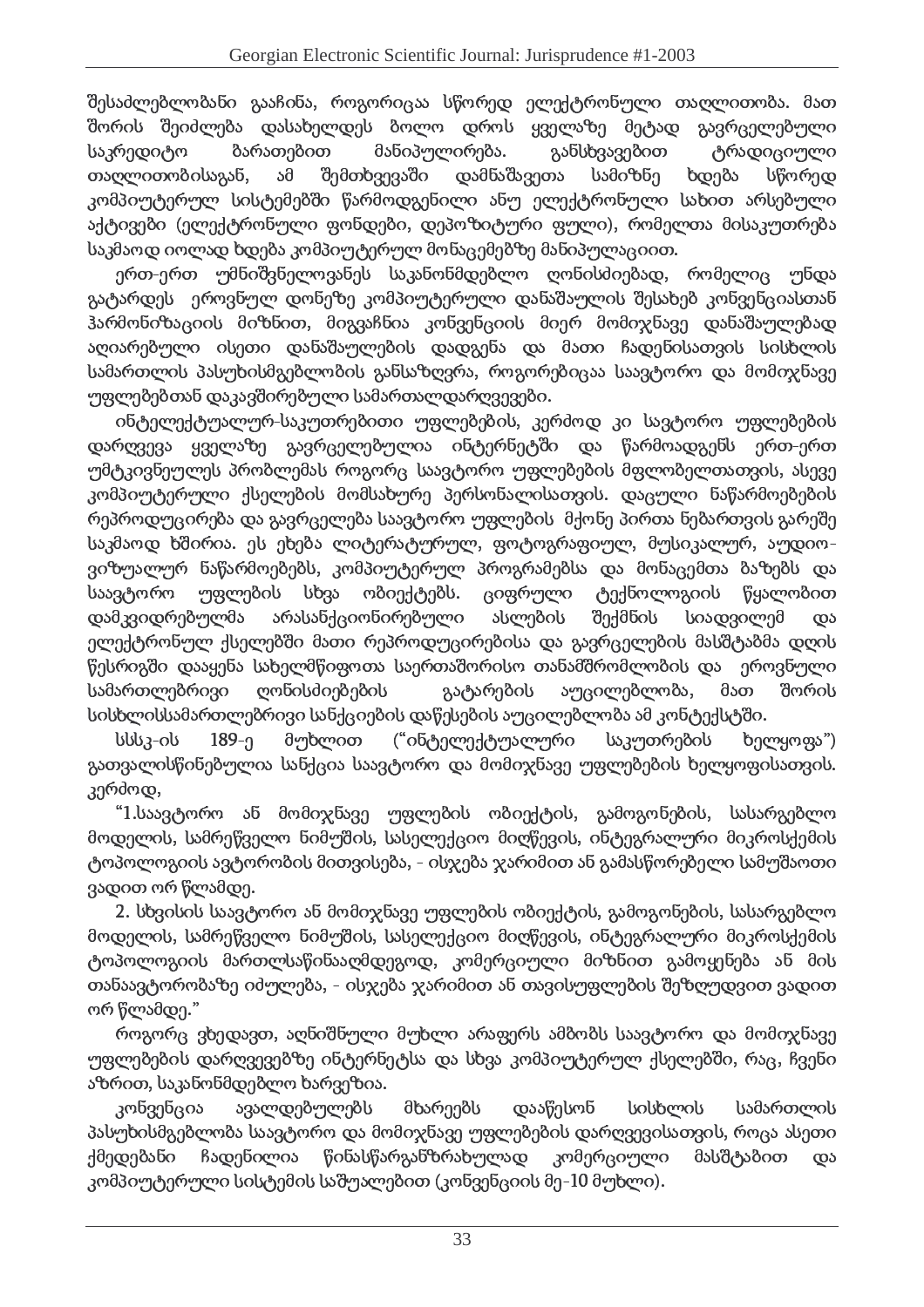შესაძლებლობანი გააჩინა, როგორიცაა სწორედ ელექტრონული თაღლითობა. მათ შორის შეიძლება დასახელდეს ბოლო დროს ყველაზე მეტად გავრცელებული საკრედიტო ბარათებით მანიპულირება. განსხვავებით ტრადიციული თაღლითობისაგან, ამ შემთხვევაში დამნაშავეთა სამიზნე ხდება სწორედ კომპიუტერულ სისტემებში წარმოდგენილი ანუ ელექტრონული სახით არსებული აქტივები (ელექტრონული ფონდები, დეპოზიტური ფული), რომელთა მისაკუთრება საკმაოდ იოლად ხდება კომპიუტერულ მონაცემებზე მანიპულაციით.

ერთ-ერთ უმნიშვნელოვანეს საკანონმდებლო ღონისძიებად, რომელიც უნდა გატარდეს ეროვნულ დონეზე კომპიუტერული დანაშაულის შესახებ კონვენციასთან ჰარმონიზაციის მიზნით, მიგვაჩნია კონვენციის მიერ მომიჯნავე დანაშაულებად აღიარებული ისეთი დანაშაულების დადგენა და მათი ჩადენისათვის სისხლის სამართლის პასუხისმგებლობის განსაზღვრა, როგორებიცაა საავტორო და მომიჯნავე უფლებებთან დაკავშირებული სამართალდარღვევები.

ინტელექტუალურ-საკუთრებითი უფლებების, კერძოდ კი საავტორო უფლებების დარღვევა ყველაზე გავრცელებულია ინტერნეტში და წარმოადგენს ერთ-ერთ უმტკივნეულეს პრობლემას როგორც საავტორო უფლებების მფლობელთათვის, ასევე კომპიუტერული ქსელების მომსახურე პერსონალისათვის. დაცული ნაწარმოებების რეპროდუცირება და გავრცელება საავტორო უფლების მქონე პირთა ნებართვის გარეშე საკმაოდ ხშირია. ეს ეხება ლიტერატურულ, ფოტოგრაფიულ, მუსიკალურ, აუდიო-ვიზუალურ ნაწარმოებებს, კომპიუტერულ პროგრამებსა და მონაცემთა ბაზებს და საავტორო უფლების სხვა ობიექტებს. ციფრული ტექნოლოგიის წყალობით დამკვიდრებულმა არასანქციონირებული ასლების შექმნის სიადვილემ და ელექტრონულ ქსელებში მათი რეპროდუცირებისა და გავრცელების მასშტაბმა დღის წესრიგში დააყენა სახელმწიფოთა საერთაშორისო თანამშრომლობის და ეროვნული სამართლებრივი ღონისძიებების გატარების აუცილებლობა, მათ შორის სისხლისსამართლებრივი სანქციების დაწესების აუცილებლობა ამ კონტექსტში.

სსსკ-ის 189-ე მუხლით ("ინტელექტუალური საკუთრების ხელყოფა") გათვალისწინებულია სანქცია საავტორო და მომიჯნავე უფლებების ხელყოფისათვის. კერძოდ,

"1.საავტორო ან მომიჯნავე უფლების ობიექტის, გამოგონების, სასარგებლო მოდელის, სამრეწველო ნიმუშის, სასელექციო მიღწევის, ინტეგრალური მიკროსქემის ტოპოლოგიის ავტორობის მითვისება, - ისჯება ჯარიმით ან გამასწორებელი სამუშაოთი ვადით ორ წლამდე.

2. სხვისის საავტორო ან მომიჯნავე უფლების ობიექტის, გამოგონების, სასარგებლო მოდელის, სამრეწველო ნიმუშის, სასელექციო მიღწევის, ინტეგრალური მიკროსქემის ტოპოლოგიის მართლსაწინააღმდეგოდ, კომერციული მიზნით გამოყენება ან მის თანაავტორობაზე იძულება, - ისჯება ჯარიმით ან თავისუფლების შეზღუდვით ვადით ორ წლამდე."

როგორც ვხედავთ, აღნიშნული მუხლი არაფერს ამბობს საავტორო და მომიჯნავე უფლებების დარღვევებზე ინტერნეტსა და სხვა კომპიუტერულ ქსელებში, რაც, ჩვენი აზრით, საკანონმდებლო ხარვეზია.

კონვენცია ავალდებულებს მხარეებს დააწესონ სისხლის სამართლის პასუხისმგებლობა საავტორო და მომიჯნავე უფლებების დარღვევისათვის, როცა ასეთი ქმედებანი ჩადენილია წინასწარგანზრახულად კომერციული მასშტაბით და კომპიუტერული სისტემის საშუალებით (კონვენციის მე-10 მუხლი).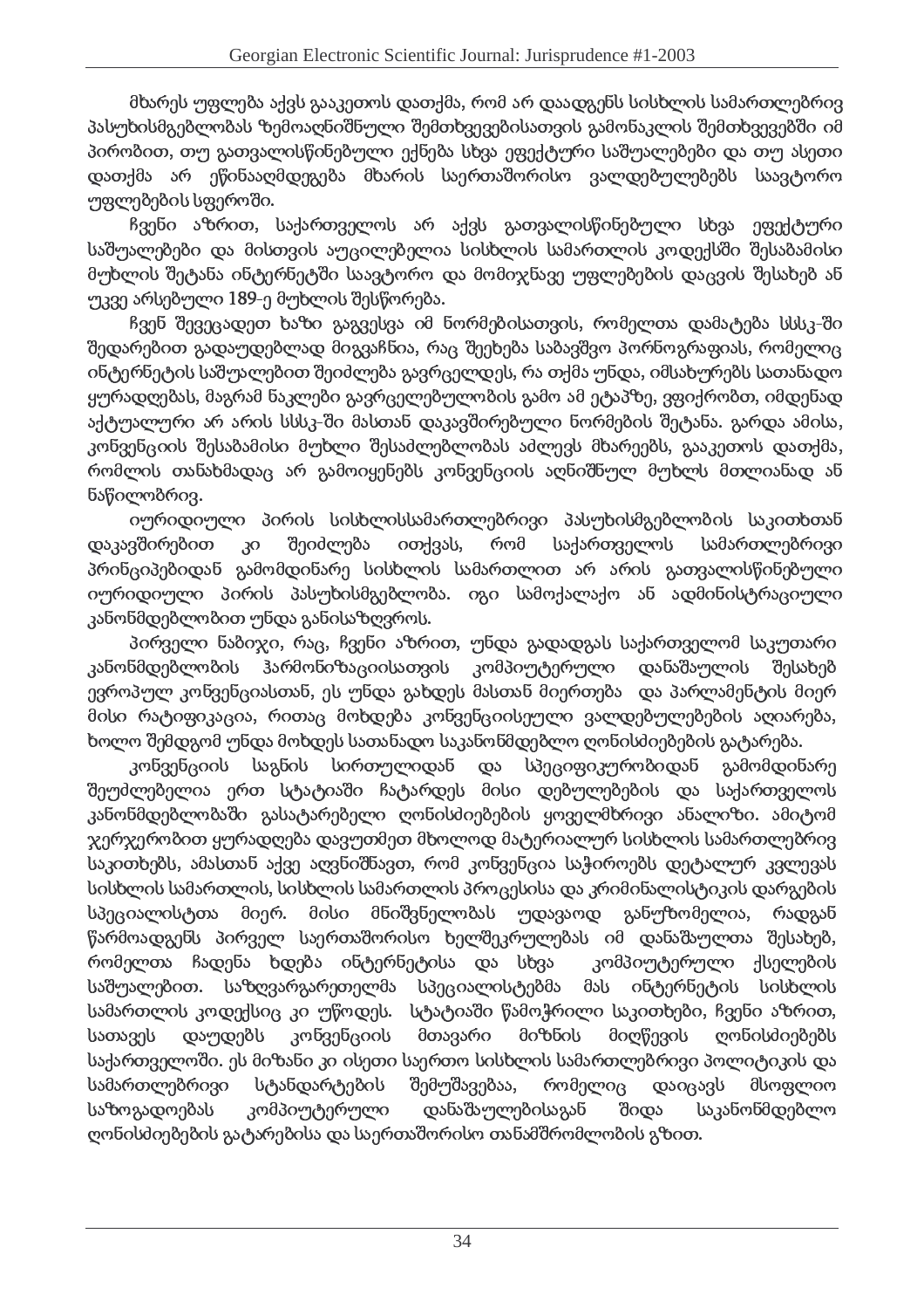მხარეს უფლება აქვს გააკეთოს დათქმა, რომ არ დაადგენს სისხლის სამართლებრივ პასუხისმგებლობას ზემოაღნიშნული შემთხვევებისათვის გამონაკლის შემთხვევებში იმ პირობით, თუ გათვალისწინებული ექნება სხვა ეფექტური საშუალებები და თუ ასეთი დათქმა არ ეწინააღმდეგება მხარის საერთაშორისო ვალდებულებებს საავტორო უფლებების სფეროში.

ჩვენი აზრით, საქართველოს არ აქვს გათვალისწინებული სხვა ეფექტური საშუალებები და მისთვის აუცილებელია სისხლის სამართლის კოდექსში შესაბამისი მუხლის შეტანა ინტერნეტში საავტორო და მომიჯნავე უფლებების დაცვის შესახებ ან უკვე არსებული 189-ე მუხლის შესწორება.

ჩვენ შევეცადეთ ხაზი გაგვესვა იმ ნორმებისათვის, რომელთა დამატება სსსკ-ში შედარებით გადაუდებლად მიგვაჩნია, რაც შეეხება საბავშვო პორნოგრაფიას, რომელიც ინტერნეტის საშუალებით შეიძლება გავრცელდეს, რა თქმა უნდა, იმსახურებს სათანადო ყურადღებას, მაგრამ ნაკლები გავრცელებულობის გამო ამ ეტაპზე, ვფიქრობთ, იმდენად აქტუალური არ არის სსსკ-ში მასთან დაკავშირებული ნორმების შეტანა. გარდა ამისა, კონვენციის შესაბამისი მუხლი შესაძლებლობას აძლევს მხარეებს, გააკეთოს დათქმა, რომლის თანახმადაც არ გამოიყენებს კონვენციის აღნიშნულ მუხლს მთლიანად ან ნაწილობრივ.

იურიდიული პირის სისხლისსამართლებრივი პასუხისმგებლობის საკითხთან დაკავშირებით კი შეიძლება ითქვას, რომ საქართველოს სამართლებრივი პრინციპებიდან გამომდინარე სისხლის სამართლით არ არის გათვალისწინებული იურიდიული პირის პასუხისმგებლობა. იგი სამოქალაქო ან ადმინისტრაციული კანონმდებლობით უნდა განისაზღვროს.

პირველი ნაბიჯი, რაც, ჩვენი აზრით, უნდა გადადგას საქართველომ საკუთარი კანონმდებლობის ჰარმონიზაციისათვის კომპიუტერული დანაშაულის შესახებ ევროპულ კონვენციასთან, ეს უნდა გახდეს მასთან მიერთება და პარლამენტის მიერ მისი რატიფიკაცია, რითაც მოხდება კონვენციისეული ვალდებულებების აღიარება, ხოლო შემდგომ უნდა მოხდეს სათანადო საკანონმდებლო ღონისძიებების გატარება.

კონვენციის საგნის სირთულიდან და სპეციფიკურობიდან გამომდინარე შეუძლებელია ერთ სტატიაში ჩატარდეს მისი დებულებების და საქართველოს კანონმდებლობაში გასატარებელი ღონისძიებების ყოველმხრივი ანალიზი. ამიტომ ჯერჯერობით ყურადღება დავუთმეთ მხოლოდ მატერიალურ სისხლის სამართლებრივ საკითხებს, ამასთან აქვე აღვნიშნავთ, რომ კონვენცია საჭიროებს დეტალურ კვლევას სისხლის სამართლის, სისხლის სამართლის პროცესისა და კრიმინალისტიკის დარგების სპეციალისტთა მიერ. მისი მნიშვნელობას უდავოდ განუზომელია, რადგან წარმოადგენს პირველ საერთაშორისო ხელშეკრულებას იმ დანაშაულთა შესახებ, რომელთა ჩადენა ხდება ინტერნეტისა და სხვა კომპიუტერული ქსელების საშუალებით. საზღვარგარეთელმა სპეციალისტებმა მას ინტერნეტის სისხლის სამართლის კოდექსიც კი უწოდეს. სტატიაში წამოჭრილი საკითხები, ჩვენი აზრით, სათავეს დაუდებს კონვენციის მთავარი მიზნის მიღწევის ღონისძიებებს საქართველოში. ეს მიზანი კი ისეთი საერთო სისხლის სამართლებრივი პოლიტიკის და სამართლებრივი სტანდარტების შემუშავებაა, რომელიც დაიცავს მსოფლიო საზოგადოებას კომპიუტერული დანაშაულებისაგან შიდა საკანონმდებლო ღონისძიებების გატარებისა და საერთაშორისო თანამშრომლობის გზით.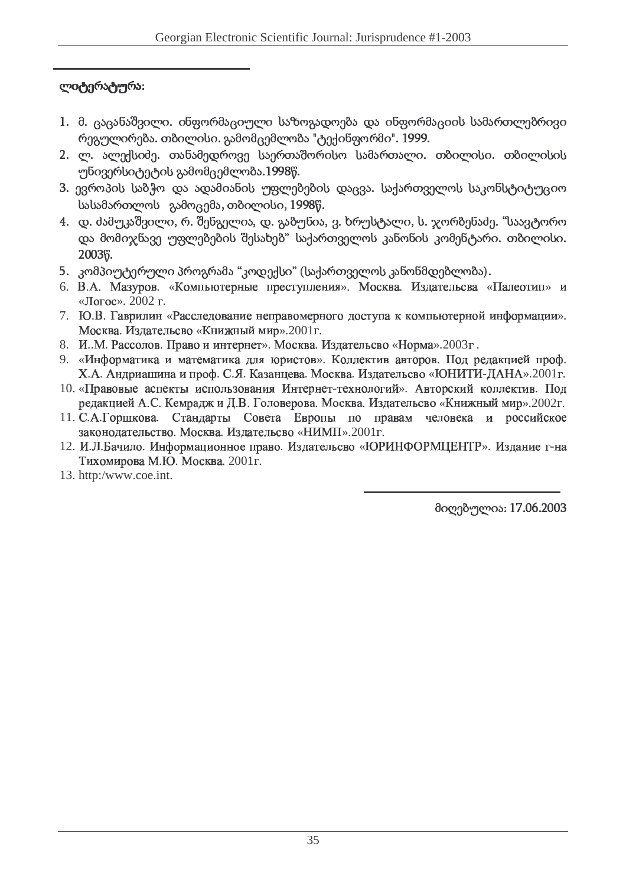## ლიტერატურა:

1. მ. ცაცანაშვილი. ინფორმაციული საზოგადოება და ინფორმაციის სამართლებრივი რეგულირება. თბილისი. გამომცემლობა "ტექინფორმი". 1999.
2. ლ. ალექსიძე. თანამედროვე საერთაშორისო სამართალი. თბილისი. თბილისის უნივერსიტეტის გამომცემლობა.1998წ.
3. ევროპის საბჭო და ადამიანის უფლებების დაცვა. საქართველოს საკონსტიტუციო სასამართლოს გამოცემა, თბილისი, 1998წ.
4. დ. ძამუკაშვილი, რ. შენგელია, დ. გაბუნია, ვ. ხრუსტალი, ს. ჯორბენაძე. "საავტორო და მომიჯნავე უფლებების შესახებ" საქართველოს კანონის კომენტარი. თბილისი. 2003წ.
5. კომპიუტერული პროგრამა "კოდექსი" (საქართველოს კანონმდებლობა).
6. В.А. Мазуров. «Компьютерные преступления». Москва. Издательсва «Палеотип» и «Логос». 2002 г.
7. Ю.В. Гаврилин «Расследование неправомерного доступа к компьютерной информации». Москва. Издательсво «Книжный мир».2001г.
8. И..М. Рассолов. Право и интернет». Москва. Издательсво «Норма».2003г .
9. «Информатика и математика для юристов». Коллектив авторов. Под редакцией проф. Х.А. Андриашина и проф. С.Я. Казанцева. Москва. Издательсво «ЮНИТИ-ДАНА».2001г.
10. «Правовые аспекты использования Интернет-технологий». Авторский коллектив. Под редакцией А.С. Кемрадж и Д.В. Головерова. Москва. Издательсво «Книжный мир».2002г.
11. С.А.Горшкова. Стандарты Совета Европы по правам человека и российское законодательство. Москва. Издательсво «НИМП».2001г.
12. И.Л.Бачило. Информационное право. Издательсво «ЮРИНФОРМЦЕНТР». Издание г-на Тихомирова М.Ю. Москва. 2001г.
13. http:/www.coe.int.

მიღებულია: 17.06.2003